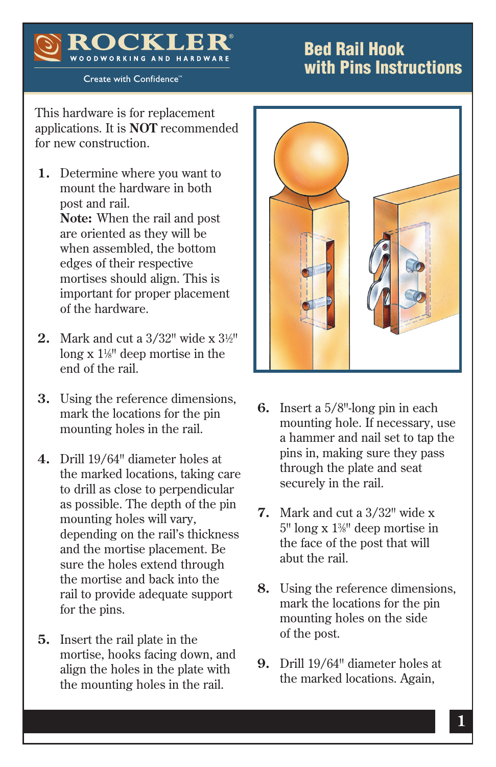ROCKLER
WOODWORKING AND HARDWARE
Create with Confidence™

# Bed Rail Hook with Pins Instructions

This hardware is for replacement applications. It is **NOT** recommended for new construction.

1. Determine where you want to mount the hardware in both post and rail.
   **Note:** When the rail and post are oriented as they will be when assembled, the bottom edges of their respective mortises should align. This is important for proper placement of the hardware.

2. Mark and cut a 3/32" wide x 3½" long x 1⅛" deep mortise in the end of the rail.

3. Using the reference dimensions, mark the locations for the pin mounting holes in the rail.

4. Drill 19/64" diameter holes at the marked locations, taking care to drill as close to perpendicular as possible. The depth of the pin mounting holes will vary, depending on the rail's thickness and the mortise placement. Be sure the holes extend through the mortise and back into the rail to provide adequate support for the pins.

5. Insert the rail plate in the mortise, hooks facing down, and align the holes in the plate with the mounting holes in the rail.

6. Insert a 5/8"-long pin in each mounting hole. If necessary, use a hammer and nail set to tap the pins in, making sure they pass through the plate and seat securely in the rail.

7. Mark and cut a 3/32" wide x 5" long x 1⅜" deep mortise in the face of the post that will abut the rail.

8. Using the reference dimensions, mark the locations for the pin mounting holes on the side of the post.

9. Drill 19/64" diameter holes at the marked locations. Again,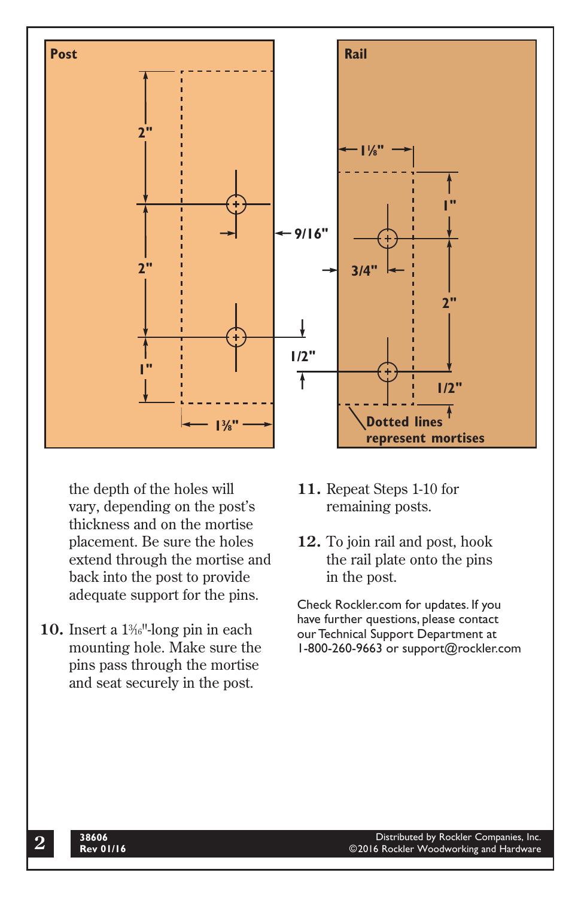Post

2"

2"

1"

1⅜"

9/16"

Rail

1⅛"

1"

2"

3/4"

1/2"

1/2"

Dotted lines represent mortises

the depth of the holes will vary, depending on the post's thickness and on the mortise placement. Be sure the holes extend through the mortise and back into the post to provide adequate support for the pins.

**10.** Insert a 1³⁄₁₆"-long pin in each mounting hole. Make sure the pins pass through the mortise and seat securely in the post.

**11.** Repeat Steps 1-10 for remaining posts.

**12.** To join rail and post, hook the rail plate onto the pins in the post.

Check Rockler.com for updates. If you have further questions, please contact our Technical Support Department at 1-800-260-9663 or support@rockler.com

**38606**
**Rev 01/16**

Distributed by Rockler Companies, Inc.
©2016 Rockler Woodworking and Hardware